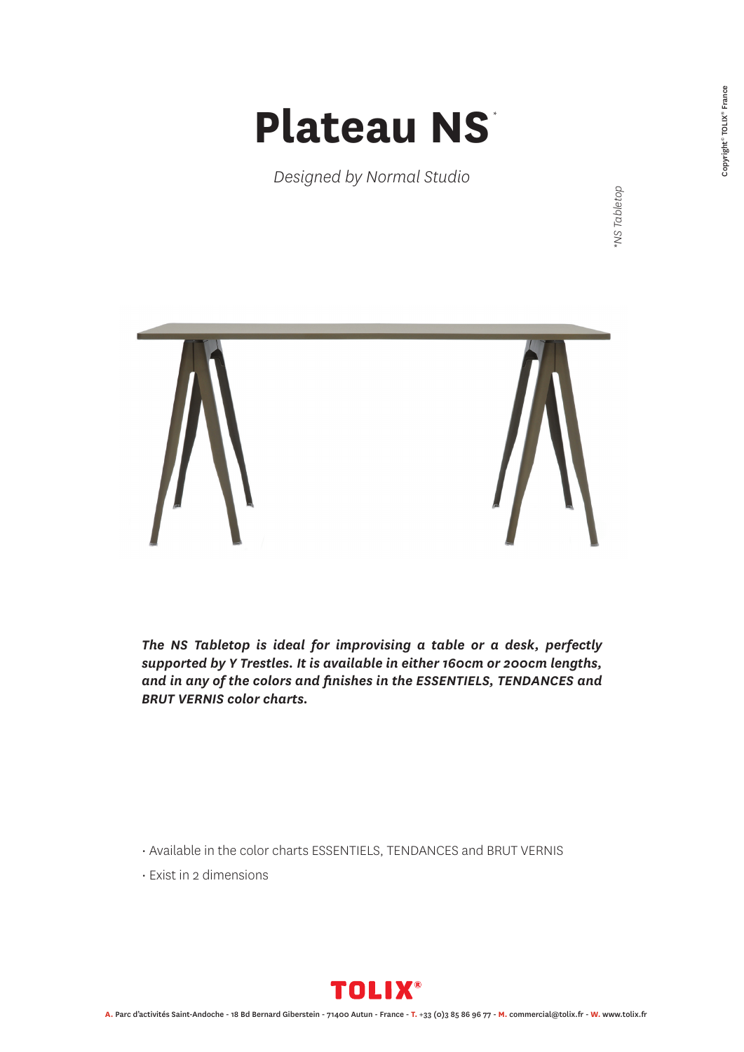# Plateau NS*

*Designed by Normal Studio*

*NS Tabletop

***The NS Tabletop is ideal for improvising a table or a desk, perfectly supported by Y Trestles. It is available in either 160cm or 200cm lengths, and in any of the colors and finishes in the ESSENTIELS, TENDANCES and BRUT VERNIS color charts.***

- Available in the color charts ESSENTIELS, TENDANCES and BRUT VERNIS
- Exist in 2 dimensions

TOLIX®

**A.** Parc d'activités Saint-Andoche - 18 Bd Bernard Giberstein - 71400 Autun - France - **T.** +33 (0)3 85 86 96 77 - **M.** commercial@tolix.fr - **W.** www.tolix.fr

Copyright© TOLIX® France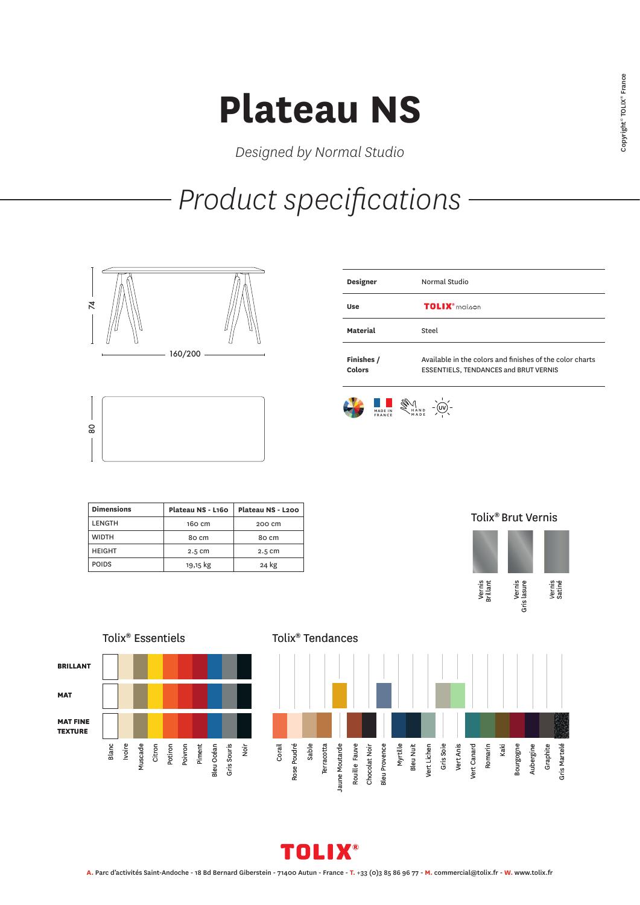# Plateau NS

*Designed by Normal Studio*

## *Product specifications*

74

160/200

80

| | |
|---|---|
| **Designer** | Normal Studio |
| **Use** | TOLIX® maison |
| **Material** | Steel |
| **Finishes / Colors** | Available in the colors and finishes of the color charts ESSENTIELS, TENDANCES and BRUT VERNIS |

MADE IN FRANCE · HAND MADE · UV

| Dimensions | Plateau NS - L160 | Plateau NS - L200 |
|---|---|---|
| LENGTH | 160 cm | 200 cm |
| WIDTH | 80 cm | 80 cm |
| HEIGHT | 2.5 cm | 2.5 cm |
| POIDS | 19,15 kg | 24 kg |

### Tolix® Brut Vernis

Vernis Brillant · Vernis Gris lasure · Vernis Satiné

### Tolix® Essentiels

BRILLANT · MAT · MAT FINE TEXTURE

Blanc · Ivoire · Muscade · Citron · Potiron · Poivron · Piment · Bleu Océan · Gris Souris · Noir

### Tolix® Tendances

Corail · Rose Poudré · Sable · Terracotta · Jaune Moutarde · Rouille Fauve · Chocolat Noir · Bleu Provence · Myrtille · Bleu Nuit · Vert Lichen · Gris Soie · Vert Anis · Vert Canard · Romarin · Kaki · Bourgogne · Aubergine · Graphite · Gris Martelé

TOLIX®

A. Parc d'activités Saint-Andoche - 18 Bd Bernard Giberstein - 71400 Autun - France - T. +33 (0)3 85 86 96 77 - M. commercial@tolix.fr - W. www.tolix.fr

Copyright® TOLIX® France